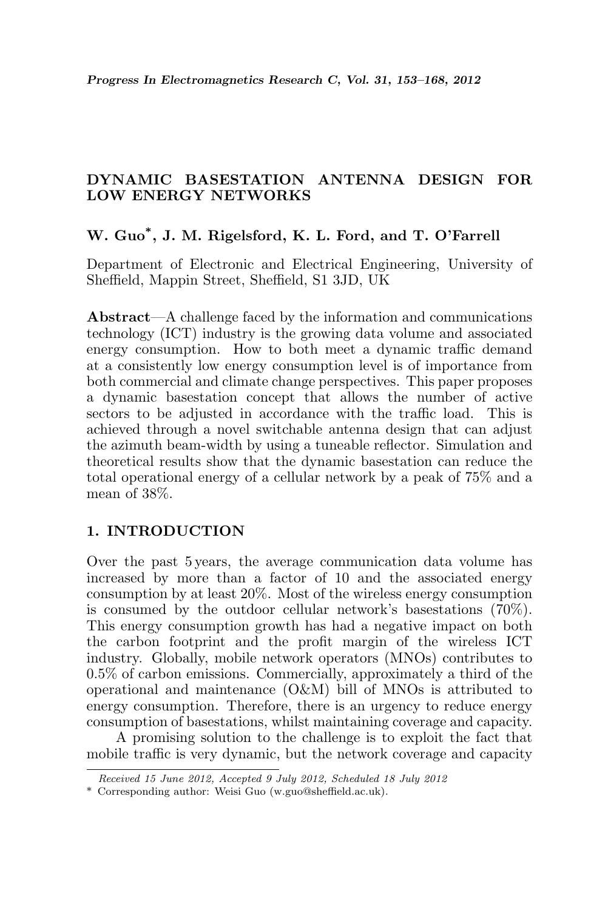# DYNAMIC BASESTATION ANTENNA DESIGN FOR LOW ENERGY NETWORKS

**W. Guo*, J. M. Rigelsford, K. L. Ford, and T. O'Farrell**

Department of Electronic and Electrical Engineering, University of Sheffield, Mappin Street, Sheffield, S1 3JD, UK

**Abstract**—A challenge faced by the information and communications technology (ICT) industry is the growing data volume and associated energy consumption. How to both meet a dynamic traffic demand at a consistently low energy consumption level is of importance from both commercial and climate change perspectives. This paper proposes a dynamic basestation concept that allows the number of active sectors to be adjusted in accordance with the traffic load. This is achieved through a novel switchable antenna design that can adjust the azimuth beam-width by using a tuneable reflector. Simulation and theoretical results show that the dynamic basestation can reduce the total operational energy of a cellular network by a peak of 75% and a mean of 38%.

## 1. INTRODUCTION

Over the past 5 years, the average communication data volume has increased by more than a factor of 10 and the associated energy consumption by at least 20%. Most of the wireless energy consumption is consumed by the outdoor cellular network's basestations (70%). This energy consumption growth has had a negative impact on both the carbon footprint and the profit margin of the wireless ICT industry. Globally, mobile network operators (MNOs) contributes to 0.5% of carbon emissions. Commercially, approximately a third of the operational and maintenance (O&M) bill of MNOs is attributed to energy consumption. Therefore, there is an urgency to reduce energy consumption of basestations, whilst maintaining coverage and capacity.

A promising solution to the challenge is to exploit the fact that mobile traffic is very dynamic, but the network coverage and capacity

*Received 15 June 2012, Accepted 9 July 2012, Scheduled 18 July 2012*

\* Corresponding author: Weisi Guo (w.guo@sheffield.ac.uk).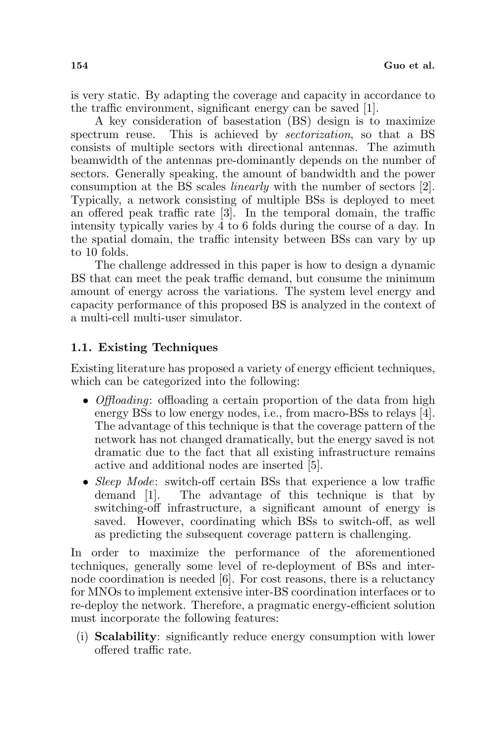is very static. By adapting the coverage and capacity in accordance to the traffic environment, significant energy can be saved [1].

A key consideration of basestation (BS) design is to maximize spectrum reuse. This is achieved by *sectorization*, so that a BS consists of multiple sectors with directional antennas. The azimuth beamwidth of the antennas pre-dominantly depends on the number of sectors. Generally speaking, the amount of bandwidth and the power consumption at the BS scales *linearly* with the number of sectors [2]. Typically, a network consisting of multiple BSs is deployed to meet an offered peak traffic rate [3]. In the temporal domain, the traffic intensity typically varies by 4 to 6 folds during the course of a day. In the spatial domain, the traffic intensity between BSs can vary by up to 10 folds.

The challenge addressed in this paper is how to design a dynamic BS that can meet the peak traffic demand, but consume the minimum amount of energy across the variations. The system level energy and capacity performance of this proposed BS is analyzed in the context of a multi-cell multi-user simulator.

### 1.1. Existing Techniques

Existing literature has proposed a variety of energy efficient techniques, which can be categorized into the following:

- *Offloading*: offloading a certain proportion of the data from high energy BSs to low energy nodes, i.e., from macro-BSs to relays [4]. The advantage of this technique is that the coverage pattern of the network has not changed dramatically, but the energy saved is not dramatic due to the fact that all existing infrastructure remains active and additional nodes are inserted [5].
- *Sleep Mode*: switch-off certain BSs that experience a low traffic demand [1]. The advantage of this technique is that by switching-off infrastructure, a significant amount of energy is saved. However, coordinating which BSs to switch-off, as well as predicting the subsequent coverage pattern is challenging.

In order to maximize the performance of the aforementioned techniques, generally some level of re-deployment of BSs and inter-node coordination is needed [6]. For cost reasons, there is a reluctancy for MNOs to implement extensive inter-BS coordination interfaces or to re-deploy the network. Therefore, a pragmatic energy-efficient solution must incorporate the following features:

(i) **Scalability**: significantly reduce energy consumption with lower offered traffic rate.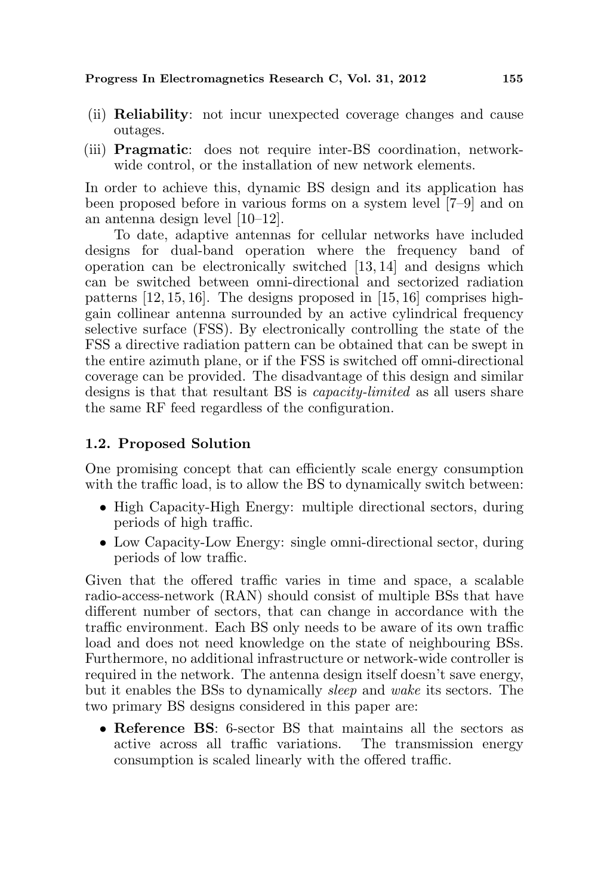(ii) **Reliability**: not incur unexpected coverage changes and cause outages.

(iii) **Pragmatic**: does not require inter-BS coordination, network-wide control, or the installation of new network elements.

In order to achieve this, dynamic BS design and its application has been proposed before in various forms on a system level [7–9] and on an antenna design level [10–12].

To date, adaptive antennas for cellular networks have included designs for dual-band operation where the frequency band of operation can be electronically switched [13, 14] and designs which can be switched between omni-directional and sectorized radiation patterns [12, 15, 16]. The designs proposed in [15, 16] comprises high-gain collinear antenna surrounded by an active cylindrical frequency selective surface (FSS). By electronically controlling the state of the FSS a directive radiation pattern can be obtained that can be swept in the entire azimuth plane, or if the FSS is switched off omni-directional coverage can be provided. The disadvantage of this design and similar designs is that that resultant BS is *capacity-limited* as all users share the same RF feed regardless of the configuration.

### 1.2. Proposed Solution

One promising concept that can efficiently scale energy consumption with the traffic load, is to allow the BS to dynamically switch between:

- High Capacity-High Energy: multiple directional sectors, during periods of high traffic.
- Low Capacity-Low Energy: single omni-directional sector, during periods of low traffic.

Given that the offered traffic varies in time and space, a scalable radio-access-network (RAN) should consist of multiple BSs that have different number of sectors, that can change in accordance with the traffic environment. Each BS only needs to be aware of its own traffic load and does not need knowledge on the state of neighbouring BSs. Furthermore, no additional infrastructure or network-wide controller is required in the network. The antenna design itself doesn't save energy, but it enables the BSs to dynamically *sleep* and *wake* its sectors. The two primary BS designs considered in this paper are:

- **Reference BS**: 6-sector BS that maintains all the sectors as active across all traffic variations. The transmission energy consumption is scaled linearly with the offered traffic.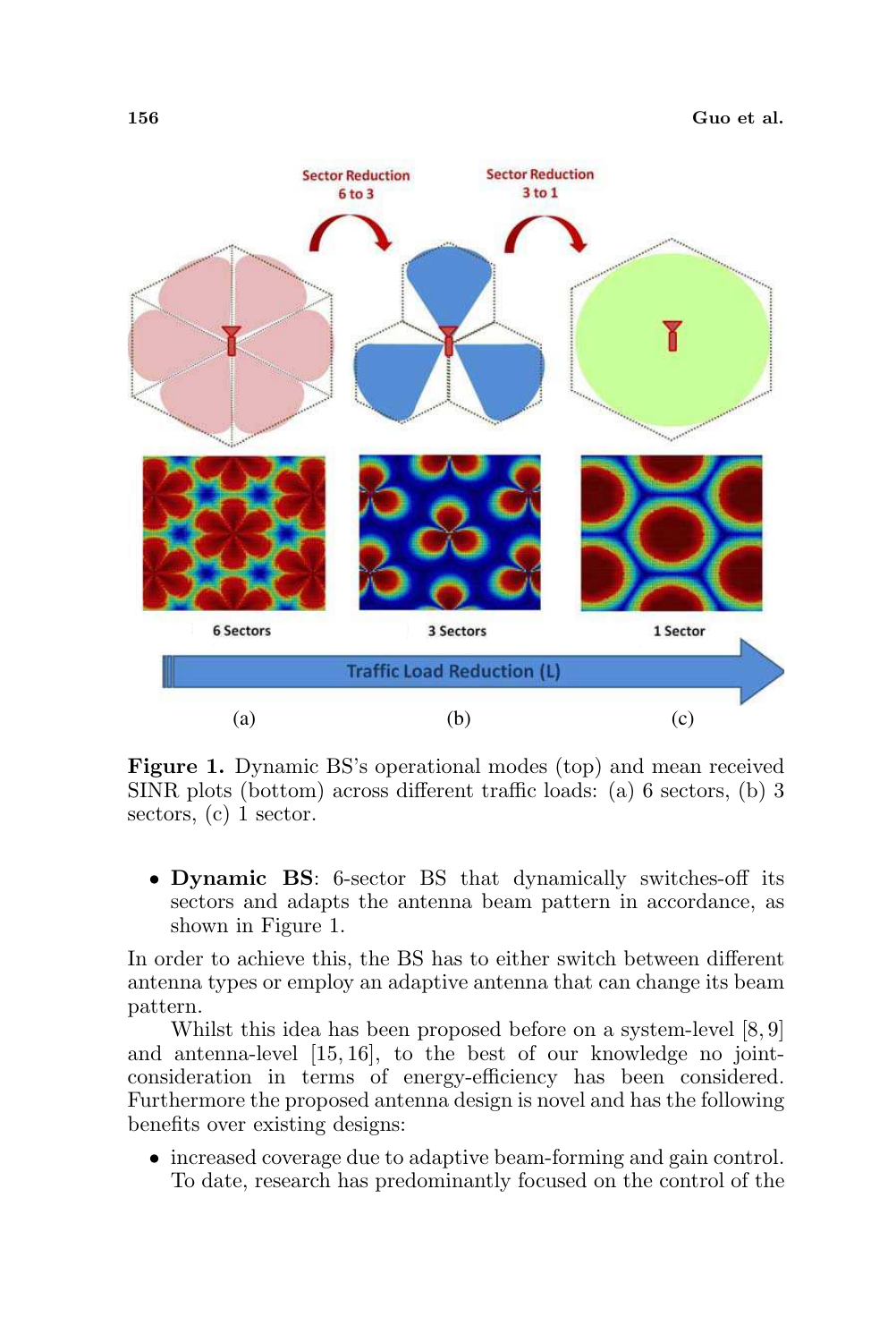Sector Reduction 6 to 3

Sector Reduction 3 to 1

6 Sectors

3 Sectors

1 Sector

Traffic Load Reduction (L)

(a)

(b)

(c)

**Figure 1.** Dynamic BS's operational modes (top) and mean received SINR plots (bottom) across different traffic loads: (a) 6 sectors, (b) 3 sectors, (c) 1 sector.

- **Dynamic BS**: 6-sector BS that dynamically switches-off its sectors and adapts the antenna beam pattern in accordance, as shown in Figure 1.

In order to achieve this, the BS has to either switch between different antenna types or employ an adaptive antenna that can change its beam pattern.

Whilst this idea has been proposed before on a system-level [8, 9] and antenna-level [15, 16], to the best of our knowledge no joint-consideration in terms of energy-efficiency has been considered. Furthermore the proposed antenna design is novel and has the following benefits over existing designs:

- increased coverage due to adaptive beam-forming and gain control. To date, research has predominantly focused on the control of the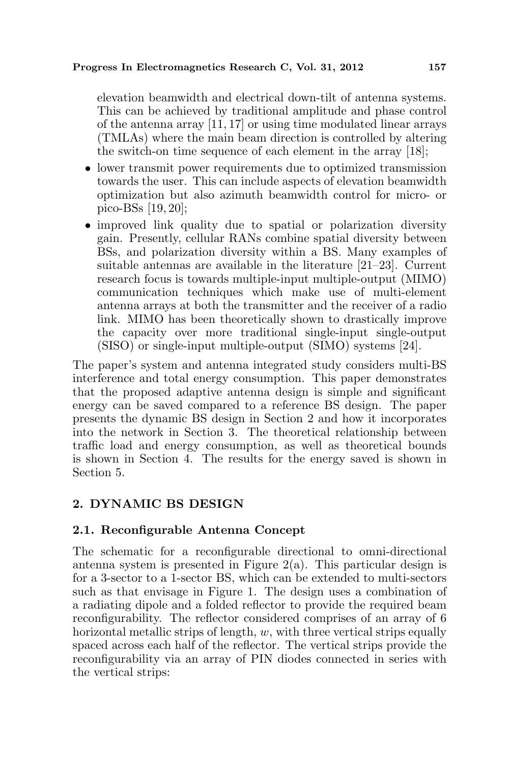elevation beamwidth and electrical down-tilt of antenna systems. This can be achieved by traditional amplitude and phase control of the antenna array [11, 17] or using time modulated linear arrays (TMLAs) where the main beam direction is controlled by altering the switch-on time sequence of each element in the array [18];

- lower transmit power requirements due to optimized transmission towards the user. This can include aspects of elevation beamwidth optimization but also azimuth beamwidth control for micro- or pico-BSs [19, 20];
- improved link quality due to spatial or polarization diversity gain. Presently, cellular RANs combine spatial diversity between BSs, and polarization diversity within a BS. Many examples of suitable antennas are available in the literature [21–23]. Current research focus is towards multiple-input multiple-output (MIMO) communication techniques which make use of multi-element antenna arrays at both the transmitter and the receiver of a radio link. MIMO has been theoretically shown to drastically improve the capacity over more traditional single-input single-output (SISO) or single-input multiple-output (SIMO) systems [24].

The paper's system and antenna integrated study considers multi-BS interference and total energy consumption. This paper demonstrates that the proposed adaptive antenna design is simple and significant energy can be saved compared to a reference BS design. The paper presents the dynamic BS design in Section 2 and how it incorporates into the network in Section 3. The theoretical relationship between traffic load and energy consumption, as well as theoretical bounds is shown in Section 4. The results for the energy saved is shown in Section 5.

## 2. DYNAMIC BS DESIGN

### 2.1. Reconfigurable Antenna Concept

The schematic for a reconfigurable directional to omni-directional antenna system is presented in Figure 2(a). This particular design is for a 3-sector to a 1-sector BS, which can be extended to multi-sectors such as that envisage in Figure 1. The design uses a combination of a radiating dipole and a folded reflector to provide the required beam reconfigurability. The reflector considered comprises of an array of 6 horizontal metallic strips of length, $w$, with three vertical strips equally spaced across each half of the reflector. The vertical strips provide the reconfigurability via an array of PIN diodes connected in series with the vertical strips: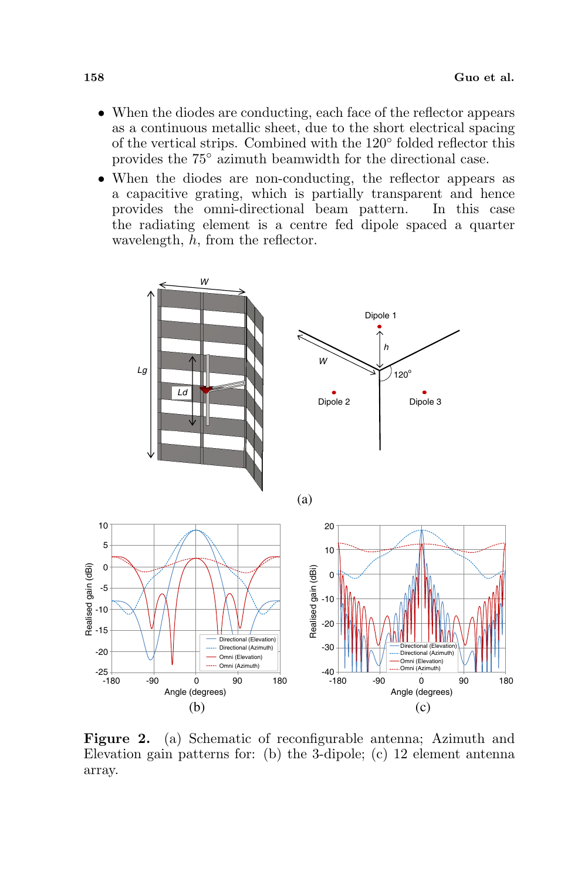- When the diodes are conducting, each face of the reflector appears as a continuous metallic sheet, due to the short electrical spacing of the vertical strips. Combined with the 120° folded reflector this provides the 75° azimuth beamwidth for the directional case.
- When the diodes are non-conducting, the reflector appears as a capacitive grating, which is partially transparent and hence provides the omni-directional beam pattern. In this case the radiating element is a centre fed dipole spaced a quarter wavelength, $h$, from the reflector.

W
Lg
Ld
Dipole 1
h
W
120°
Dipole 2
Dipole 3

(a)

10
5
0
-5
-10
-15
-20
-25
Realised gain (dBi)
-180 -90 0 90 180
Angle (degrees)
Directional (Elevation)
Directional (Azimuth)
Omni (Elevation)
Omni (Azimuth)

(b)

20
10
0
-10
-20
-30
-40
Realised gain (dBi)
-180 -90 0 90 180
Angle (degrees)
Directional (Elevation)
Directional (Azimuth)
Omni (Elevation)
Omni (Azimuth)

(c)

**Figure 2.** (a) Schematic of reconfigurable antenna; Azimuth and Elevation gain patterns for: (b) the 3-dipole; (c) 12 element antenna array.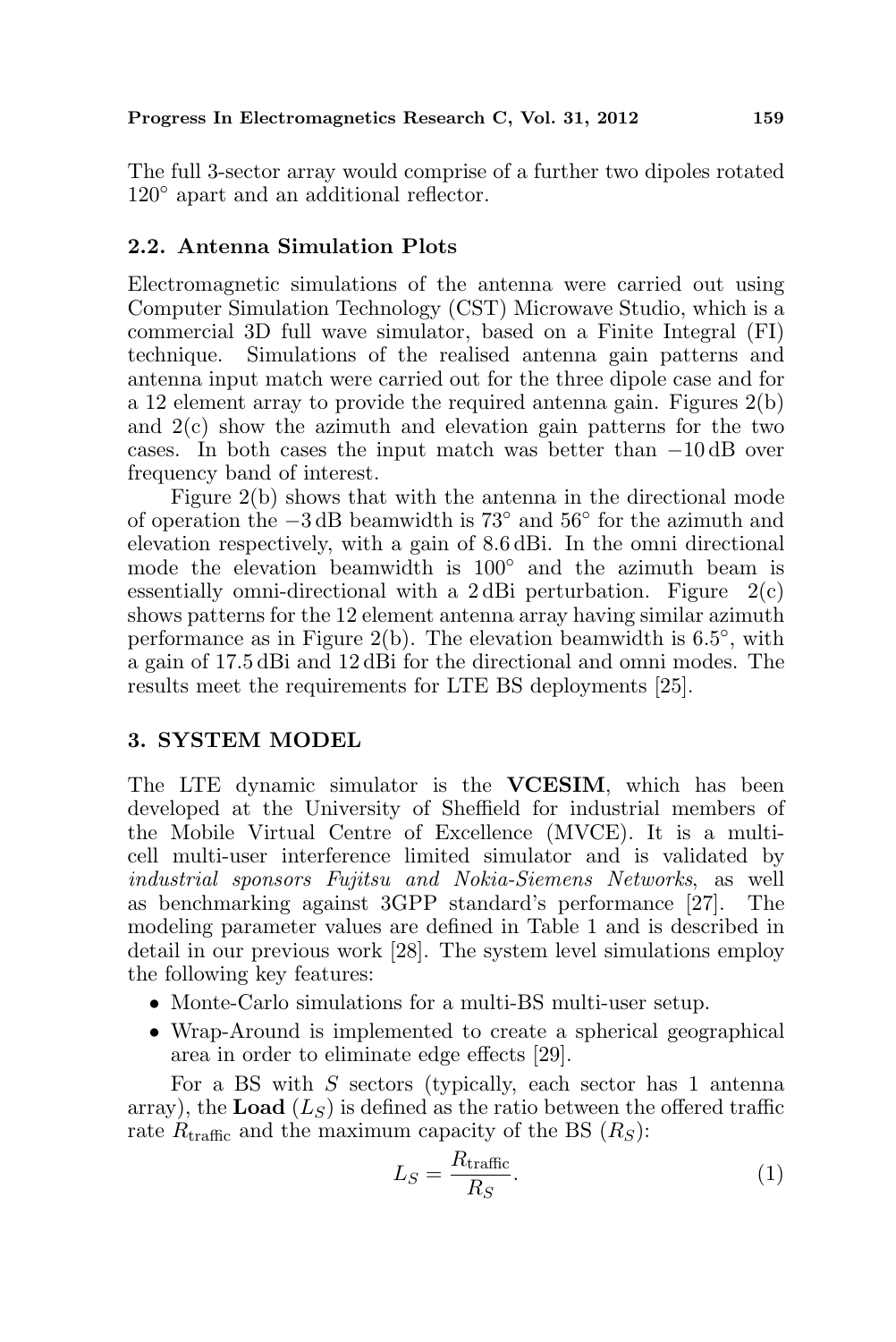The full 3-sector array would comprise of a further two dipoles rotated 120° apart and an additional reflector.

### 2.2. Antenna Simulation Plots

Electromagnetic simulations of the antenna were carried out using Computer Simulation Technology (CST) Microwave Studio, which is a commercial 3D full wave simulator, based on a Finite Integral (FI) technique. Simulations of the realised antenna gain patterns and antenna input match were carried out for the three dipole case and for a 12 element array to provide the required antenna gain. Figures 2(b) and 2(c) show the azimuth and elevation gain patterns for the two cases. In both cases the input match was better than −10 dB over frequency band of interest.

Figure 2(b) shows that with the antenna in the directional mode of operation the −3 dB beamwidth is 73° and 56° for the azimuth and elevation respectively, with a gain of 8.6 dBi. In the omni directional mode the elevation beamwidth is 100° and the azimuth beam is essentially omni-directional with a 2 dBi perturbation. Figure 2(c) shows patterns for the 12 element antenna array having similar azimuth performance as in Figure 2(b). The elevation beamwidth is 6.5°, with a gain of 17.5 dBi and 12 dBi for the directional and omni modes. The results meet the requirements for LTE BS deployments [25].

## 3. SYSTEM MODEL

The LTE dynamic simulator is the **VCESIM**, which has been developed at the University of Sheffield for industrial members of the Mobile Virtual Centre of Excellence (MVCE). It is a multi-cell multi-user interference limited simulator and is validated by *industrial sponsors Fujitsu and Nokia-Siemens Networks*, as well as benchmarking against 3GPP standard's performance [27]. The modeling parameter values are defined in Table 1 and is described in detail in our previous work [28]. The system level simulations employ the following key features:

- Monte-Carlo simulations for a multi-BS multi-user setup.
- Wrap-Around is implemented to create a spherical geographical area in order to eliminate edge effects [29].

For a BS with $S$ sectors (typically, each sector has 1 antenna array), the **Load** ($L_S$) is defined as the ratio between the offered traffic rate $R_{\text{traffic}}$ and the maximum capacity of the BS ($R_S$):

$$L_S = \frac{R_{\text{traffic}}}{R_S}. \tag{1}$$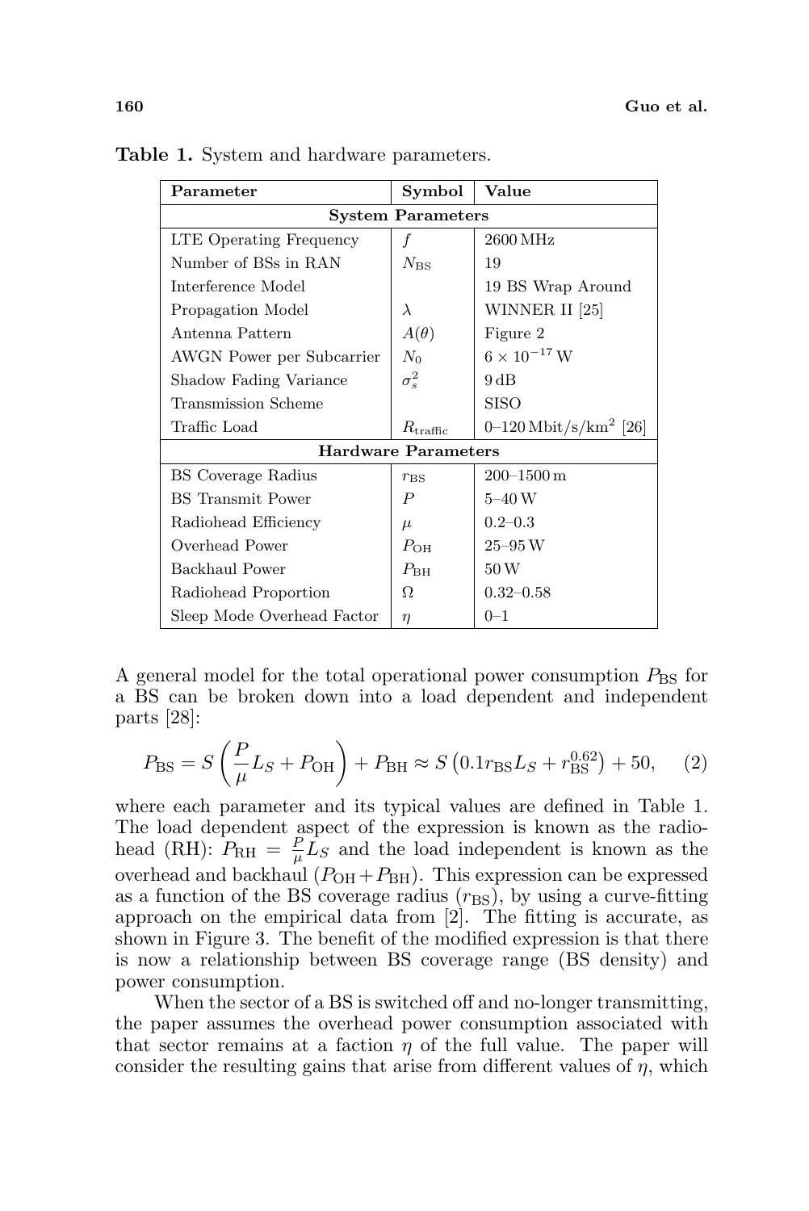**Table 1.** System and hardware parameters.

| Parameter | Symbol | Value |
|---|---|---|
| **System Parameters** | | |
| LTE Operating Frequency | $f$ | 2600 MHz |
| Number of BSs in RAN | $N_{\text{BS}}$ | 19 |
| Interference Model | | 19 BS Wrap Around |
| Propagation Model | $\lambda$ | WINNER II [25] |
| Antenna Pattern | $A(\theta)$ | Figure 2 |
| AWGN Power per Subcarrier | $N_0$ | $6 \times 10^{-17}$ W |
| Shadow Fading Variance | $\sigma_s^2$ | 9 dB |
| Transmission Scheme | | SISO |
| Traffic Load | $R_{\text{traffic}}$ | 0–120 Mbit/s/km$^2$ [26] |
| **Hardware Parameters** | | |
| BS Coverage Radius | $r_{\text{BS}}$ | 200–1500 m |
| BS Transmit Power | $P$ | 5–40 W |
| Radiohead Efficiency | $\mu$ | 0.2–0.3 |
| Overhead Power | $P_{\text{OH}}$ | 25–95 W |
| Backhaul Power | $P_{\text{BH}}$ | 50 W |
| Radiohead Proportion | $\Omega$ | 0.32–0.58 |
| Sleep Mode Overhead Factor | $\eta$ | 0–1 |

A general model for the total operational power consumption $P_{\text{BS}}$ for a BS can be broken down into a load dependent and independent parts [28]:

$$P_{\text{BS}} = S\left(\frac{P}{\mu}L_S + P_{\text{OH}}\right) + P_{\text{BH}} \approx S\left(0.1 r_{\text{BS}} L_S + r_{\text{BS}}^{0.62}\right) + 50, \quad (2)$$

where each parameter and its typical values are defined in Table 1. The load dependent aspect of the expression is known as the radiohead (RH): $P_{\text{RH}} = \frac{P}{\mu}L_S$ and the load independent is known as the overhead and backhaul ($P_{\text{OH}} + P_{\text{BH}}$). This expression can be expressed as a function of the BS coverage radius ($r_{\text{BS}}$), by using a curve-fitting approach on the empirical data from [2]. The fitting is accurate, as shown in Figure 3. The benefit of the modified expression is that there is now a relationship between BS coverage range (BS density) and power consumption.

When the sector of a BS is switched off and no-longer transmitting, the paper assumes the overhead power consumption associated with that sector remains at a faction $\eta$ of the full value. The paper will consider the resulting gains that arise from different values of $\eta$, which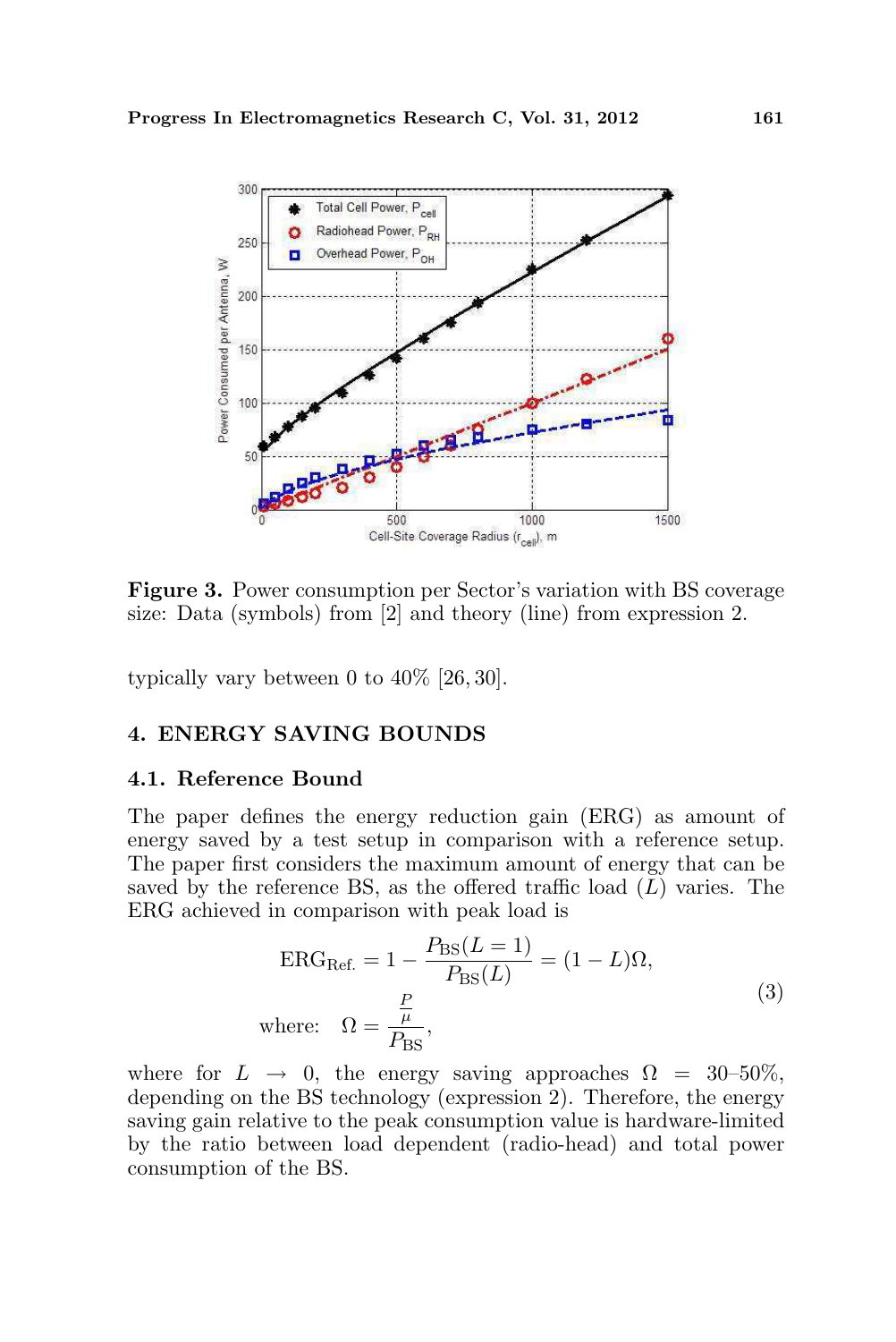300
250
200
150
100
50
0
0
500
1000
1500

Total Cell Power, $P_{cell}$
Radiohead Power, $P_{RH}$
Overhead Power, $P_{OH}$

Power Consumed per Antenna, W

Cell-Site Coverage Radius ($r_{cell}$), m

**Figure 3.** Power consumption per Sector's variation with BS coverage size: Data (symbols) from [2] and theory (line) from expression 2.

typically vary between 0 to 40% [26, 30].

## 4. ENERGY SAVING BOUNDS

### 4.1. Reference Bound

The paper defines the energy reduction gain (ERG) as amount of energy saved by a test setup in comparison with a reference setup. The paper first considers the maximum amount of energy that can be saved by the reference BS, as the offered traffic load ($L$) varies. The ERG achieved in comparison with peak load is

$$\text{ERG}_{\text{Ref.}} = 1 - \frac{P_{\text{BS}}(L = 1)}{P_{\text{BS}}(L)} = (1 - L)\Omega, \qquad \text{where:} \quad \Omega = \frac{\frac{P}{\mu}}{P_{\text{BS}}}, \tag{3}$$

where for $L \rightarrow 0$, the energy saving approaches $\Omega = 30$–$50\%$, depending on the BS technology (expression 2). Therefore, the energy saving gain relative to the peak consumption value is hardware-limited by the ratio between load dependent (radio-head) and total power consumption of the BS.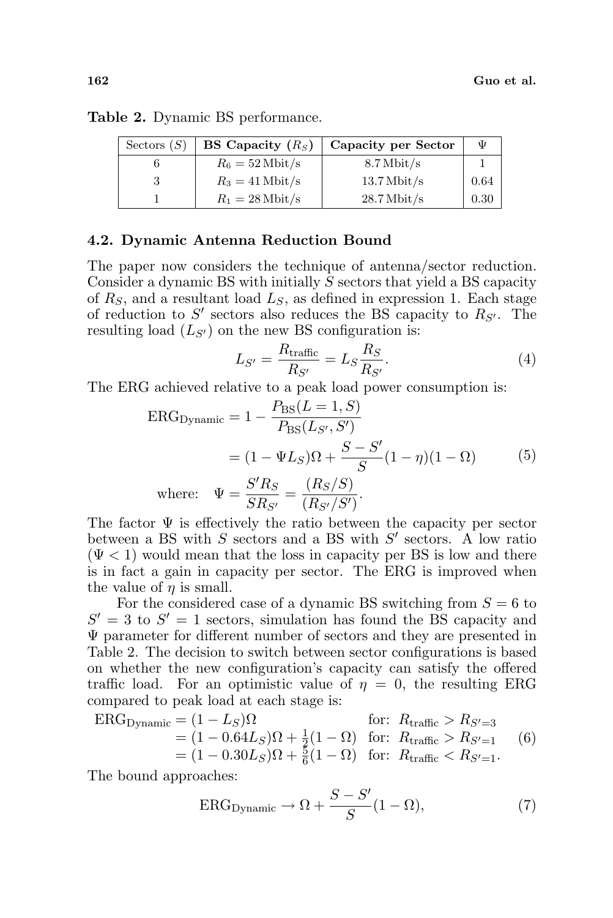**Table 2.** Dynamic BS performance.

| Sectors ($S$) | **BS Capacity ($R_S$)** | **Capacity per Sector** | $\Psi$ |
|---|---|---|---|
| 6 | $R_6 = 52\,\text{Mbit/s}$ | 8.7 Mbit/s | 1 |
| 3 | $R_3 = 41\,\text{Mbit/s}$ | 13.7 Mbit/s | 0.64 |
| 1 | $R_1 = 28\,\text{Mbit/s}$ | 28.7 Mbit/s | 0.30 |

### 4.2. Dynamic Antenna Reduction Bound

The paper now considers the technique of antenna/sector reduction. Consider a dynamic BS with initially $S$ sectors that yield a BS capacity of $R_S$, and a resultant load $L_S$, as defined in expression 1. Each stage of reduction to $S'$ sectors also reduces the BS capacity to $R_{S'}$. The resulting load ($L_{S'}$) on the new BS configuration is:

$$L_{S'} = \frac{R_{\text{traffic}}}{R_{S'}} = L_S \frac{R_S}{R_{S'}}. \tag{4}$$

The ERG achieved relative to a peak load power consumption is:

$$\begin{aligned}
\text{ERG}_{\text{Dynamic}} &= 1 - \frac{P_{\text{BS}}(L=1, S)}{P_{\text{BS}}(L_{S'}, S')} \\
&= (1 - \Psi L_S)\Omega + \frac{S - S'}{S}(1-\eta)(1-\Omega) \\
\text{where:} \quad \Psi &= \frac{S' R_S}{S R_{S'}} = \frac{(R_S/S)}{(R_{S'}/S')}.
\end{aligned} \tag{5}$$

The factor $\Psi$ is effectively the ratio between the capacity per sector between a BS with $S$ sectors and a BS with $S'$ sectors. A low ratio ($\Psi < 1$) would mean that the loss in capacity per BS is low and there is in fact a gain in capacity per sector. The ERG is improved when the value of $\eta$ is small.

For the considered case of a dynamic BS switching from $S = 6$ to $S' = 3$ to $S' = 1$ sectors, simulation has found the BS capacity and $\Psi$ parameter for different number of sectors and they are presented in Table 2. The decision to switch between sector configurations is based on whether the new configuration's capacity can satisfy the offered traffic load. For an optimistic value of $\eta = 0$, the resulting ERG compared to peak load at each stage is:

$$\begin{aligned}
\text{ERG}_{\text{Dynamic}} &= (1 - L_S)\Omega && \text{for: } R_{\text{traffic}} > R_{S'=3} \\
&= (1 - 0.64 L_S)\Omega + \tfrac{1}{2}(1-\Omega) && \text{for: } R_{\text{traffic}} > R_{S'=1} \\
&= (1 - 0.30 L_S)\Omega + \tfrac{5}{6}(1-\Omega) && \text{for: } R_{\text{traffic}} < R_{S'=1}.
\end{aligned} \tag{6}$$

The bound approaches:

$$\text{ERG}_{\text{Dynamic}} \to \Omega + \frac{S - S'}{S}(1-\Omega), \tag{7}$$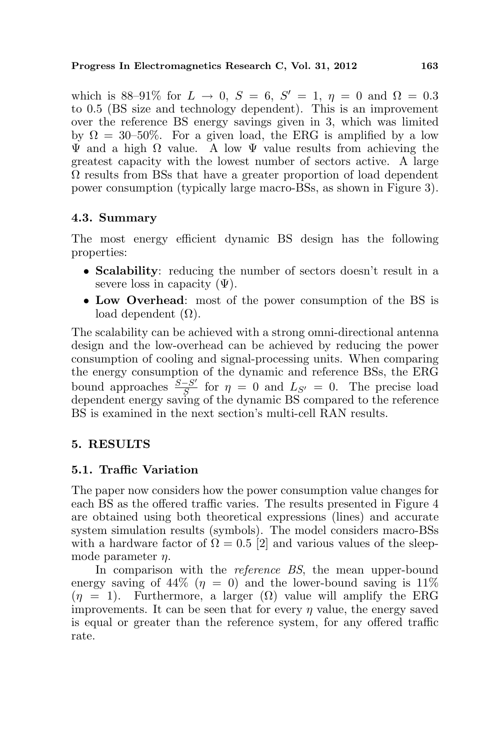which is 88–91% for $L \to 0$, $S = 6$, $S' = 1$, $\eta = 0$ and $\Omega = 0.3$ to 0.5 (BS size and technology dependent). This is an improvement over the reference BS energy savings given in 3, which was limited by $\Omega = 30$–50%. For a given load, the ERG is amplified by a low $\Psi$ and a high $\Omega$ value. A low $\Psi$ value results from achieving the greatest capacity with the lowest number of sectors active. A large $\Omega$ results from BSs that have a greater proportion of load dependent power consumption (typically large macro-BSs, as shown in Figure 3).

### 4.3. Summary

The most energy efficient dynamic BS design has the following properties:

- **Scalability**: reducing the number of sectors doesn't result in a severe loss in capacity ($\Psi$).
- **Low Overhead**: most of the power consumption of the BS is load dependent ($\Omega$).

The scalability can be achieved with a strong omni-directional antenna design and the low-overhead can be achieved by reducing the power consumption of cooling and signal-processing units. When comparing the energy consumption of the dynamic and reference BSs, the ERG bound approaches $\frac{S-S'}{S}$ for $\eta = 0$ and $L_{S'} = 0$. The precise load dependent energy saving of the dynamic BS compared to the reference BS is examined in the next section's multi-cell RAN results.

## 5. RESULTS

### 5.1. Traffic Variation

The paper now considers how the power consumption value changes for each BS as the offered traffic varies. The results presented in Figure 4 are obtained using both theoretical expressions (lines) and accurate system simulation results (symbols). The model considers macro-BSs with a hardware factor of $\Omega = 0.5$ [2] and various values of the sleep-mode parameter $\eta$.

In comparison with the *reference BS*, the mean upper-bound energy saving of 44% ($\eta = 0$) and the lower-bound saving is 11% ($\eta = 1$). Furthermore, a larger ($\Omega$) value will amplify the ERG improvements. It can be seen that for every $\eta$ value, the energy saved is equal or greater than the reference system, for any offered traffic rate.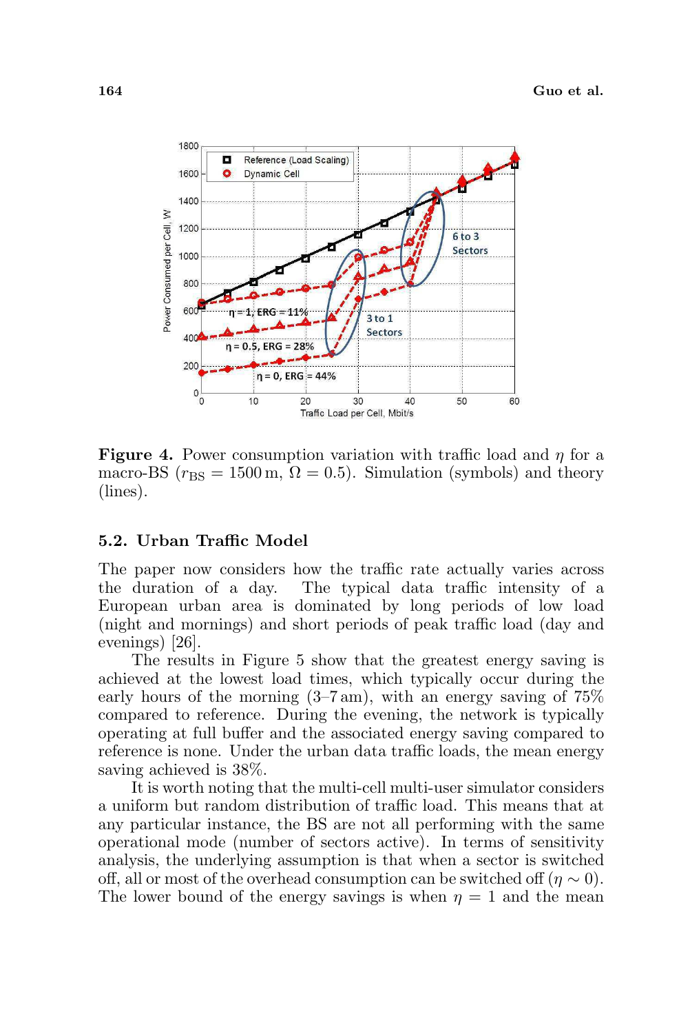Reference (Load Scaling)
Dynamic Cell

Power Consumed per Cell, W

Traffic Load per Cell, Mbit/s

6 to 3 Sectors

3 to 1 Sectors

η = 1, ERG = 11%

η = 0.5, ERG = 28%

η = 0, ERG = 44%

**Figure 4.** Power consumption variation with traffic load and $\eta$ for a macro-BS ($r_{\mathrm{BS}} = 1500\,\mathrm{m}$, $\Omega = 0.5$). Simulation (symbols) and theory (lines).

### 5.2. Urban Traffic Model

The paper now considers how the traffic rate actually varies across the duration of a day. The typical data traffic intensity of a European urban area is dominated by long periods of low load (night and mornings) and short periods of peak traffic load (day and evenings) [26].

The results in Figure 5 show that the greatest energy saving is achieved at the lowest load times, which typically occur during the early hours of the morning (3–7 am), with an energy saving of 75% compared to reference. During the evening, the network is typically operating at full buffer and the associated energy saving compared to reference is none. Under the urban data traffic loads, the mean energy saving achieved is 38%.

It is worth noting that the multi-cell multi-user simulator considers a uniform but random distribution of traffic load. This means that at any particular instance, the BS are not all performing with the same operational mode (number of sectors active). In terms of sensitivity analysis, the underlying assumption is that when a sector is switched off, all or most of the overhead consumption can be switched off ($\eta \sim 0$). The lower bound of the energy savings is when $\eta = 1$ and the mean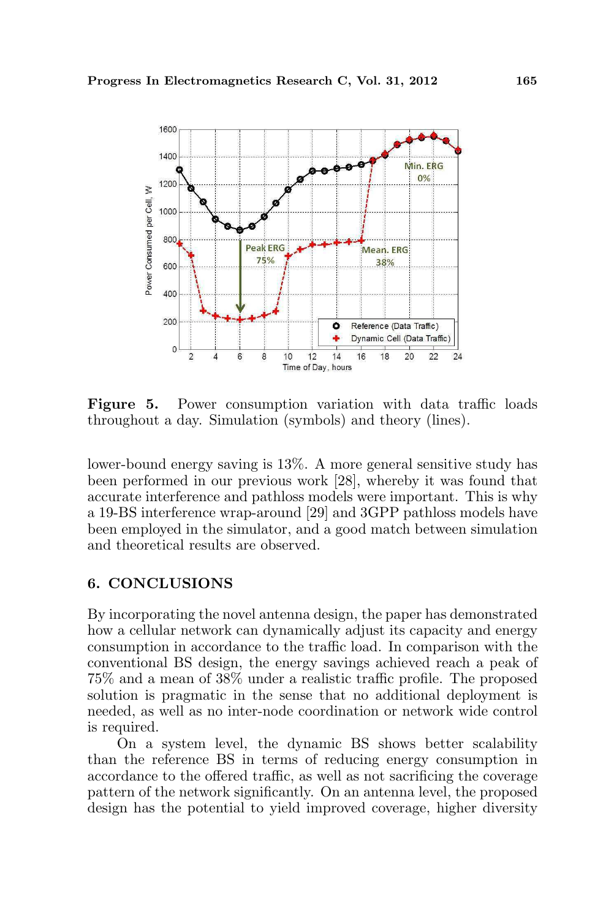1600
1400
1200
1000
800
600
400
200
0

Power Consumed per Cell, W

2 4 6 8 10 12 14 16 18 20 22 24

Time of Day, hours

Peak ERG
75%

Mean. ERG
38%

Min. ERG
0%

Reference (Data Traffic)
Dynamic Cell (Data Traffic)

**Figure 5.** Power consumption variation with data traffic loads throughout a day. Simulation (symbols) and theory (lines).

lower-bound energy saving is 13%. A more general sensitive study has been performed in our previous work [28], whereby it was found that accurate interference and pathloss models were important. This is why a 19-BS interference wrap-around [29] and 3GPP pathloss models have been employed in the simulator, and a good match between simulation and theoretical results are observed.

## 6. CONCLUSIONS

By incorporating the novel antenna design, the paper has demonstrated how a cellular network can dynamically adjust its capacity and energy consumption in accordance to the traffic load. In comparison with the conventional BS design, the energy savings achieved reach a peak of 75% and a mean of 38% under a realistic traffic profile. The proposed solution is pragmatic in the sense that no additional deployment is needed, as well as no inter-node coordination or network wide control is required.

On a system level, the dynamic BS shows better scalability than the reference BS in terms of reducing energy consumption in accordance to the offered traffic, as well as not sacrificing the coverage pattern of the network significantly. On an antenna level, the proposed design has the potential to yield improved coverage, higher diversity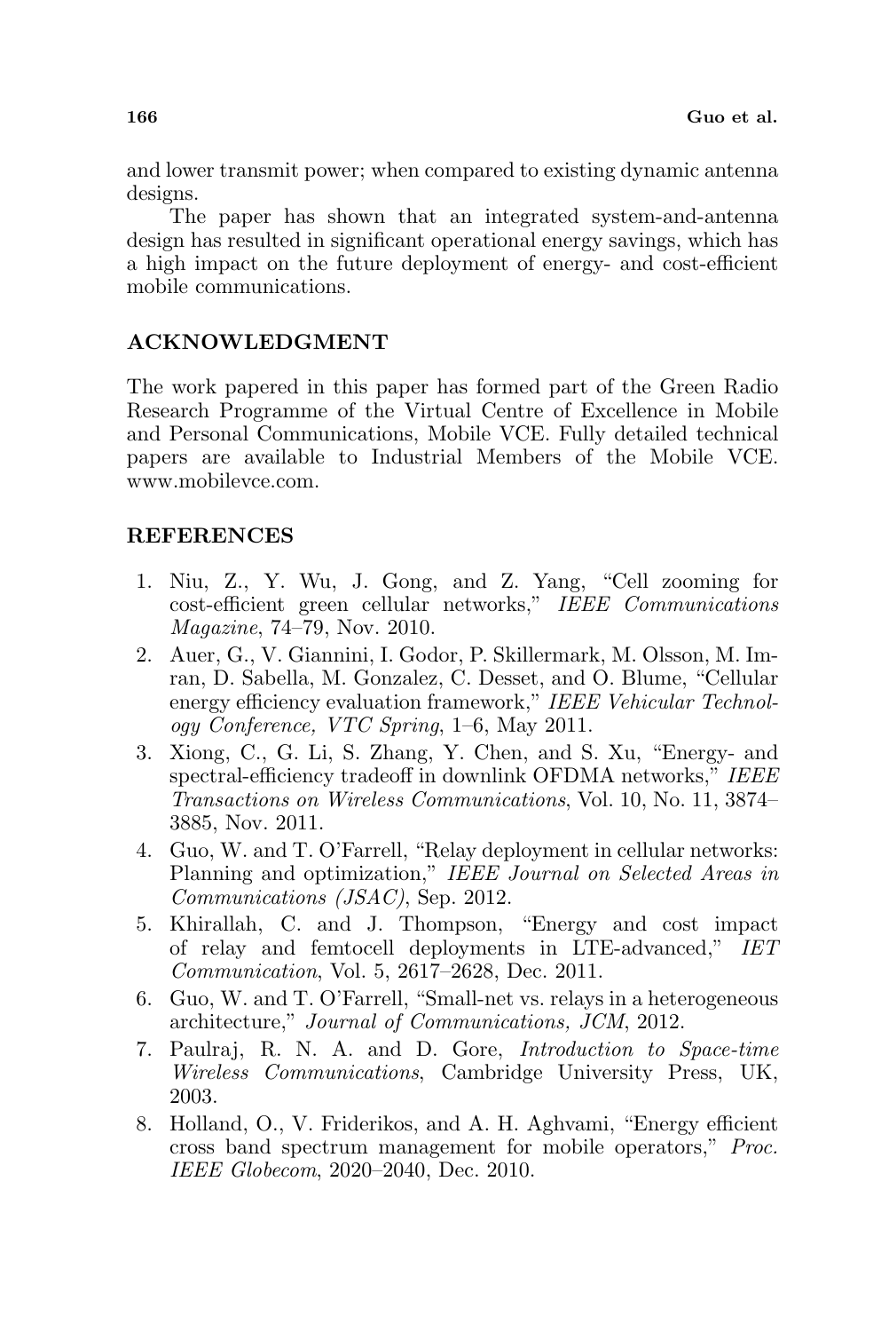and lower transmit power; when compared to existing dynamic antenna designs.

The paper has shown that an integrated system-and-antenna design has resulted in significant operational energy savings, which has a high impact on the future deployment of energy- and cost-efficient mobile communications.

## ACKNOWLEDGMENT

The work papered in this paper has formed part of the Green Radio Research Programme of the Virtual Centre of Excellence in Mobile and Personal Communications, Mobile VCE. Fully detailed technical papers are available to Industrial Members of the Mobile VCE. www.mobilevce.com.

## REFERENCES

1. Niu, Z., Y. Wu, J. Gong, and Z. Yang, "Cell zooming for cost-efficient green cellular networks," *IEEE Communications Magazine*, 74–79, Nov. 2010.
2. Auer, G., V. Giannini, I. Godor, P. Skillermark, M. Olsson, M. Imran, D. Sabella, M. Gonzalez, C. Desset, and O. Blume, "Cellular energy efficiency evaluation framework," *IEEE Vehicular Technology Conference, VTC Spring*, 1–6, May 2011.
3. Xiong, C., G. Li, S. Zhang, Y. Chen, and S. Xu, "Energy- and spectral-efficiency tradeoff in downlink OFDMA networks," *IEEE Transactions on Wireless Communications*, Vol. 10, No. 11, 3874–3885, Nov. 2011.
4. Guo, W. and T. O'Farrell, "Relay deployment in cellular networks: Planning and optimization," *IEEE Journal on Selected Areas in Communications (JSAC)*, Sep. 2012.
5. Khirallah, C. and J. Thompson, "Energy and cost impact of relay and femtocell deployments in LTE-advanced," *IET Communication*, Vol. 5, 2617–2628, Dec. 2011.
6. Guo, W. and T. O'Farrell, "Small-net vs. relays in a heterogeneous architecture," *Journal of Communications, JCM*, 2012.
7. Paulraj, R. N. A. and D. Gore, *Introduction to Space-time Wireless Communications*, Cambridge University Press, UK, 2003.
8. Holland, O., V. Friderikos, and A. H. Aghvami, "Energy efficient cross band spectrum management for mobile operators," *Proc. IEEE Globecom*, 2020–2040, Dec. 2010.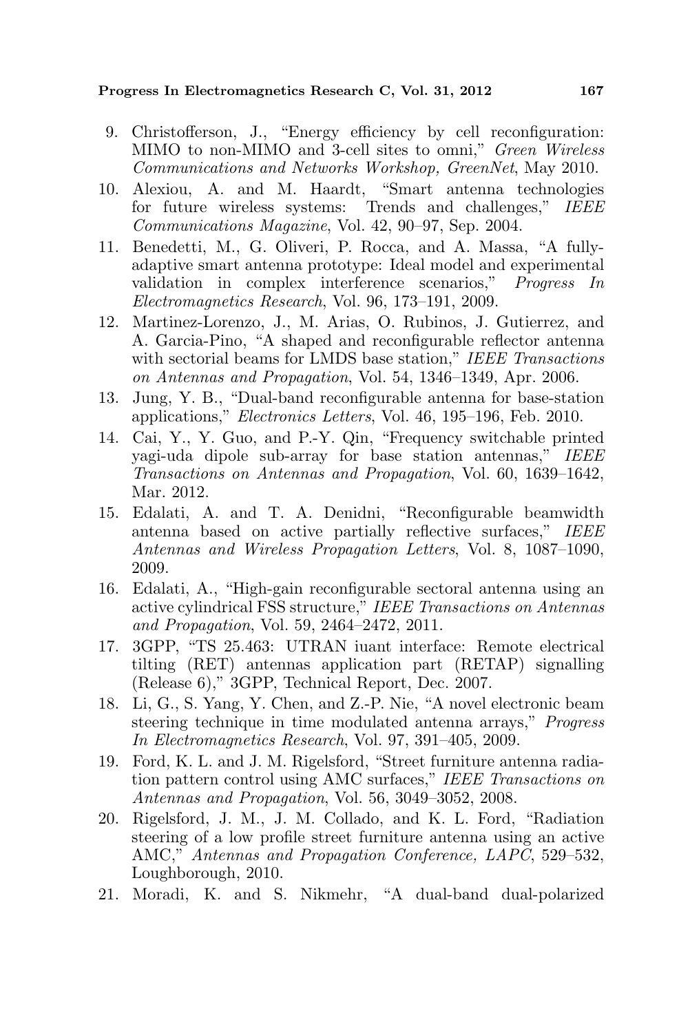9. Christofferson, J., "Energy efficiency by cell reconfiguration: MIMO to non-MIMO and 3-cell sites to omni," *Green Wireless Communications and Networks Workshop, GreenNet*, May 2010.
10. Alexiou, A. and M. Haardt, "Smart antenna technologies for future wireless systems: Trends and challenges," *IEEE Communications Magazine*, Vol. 42, 90–97, Sep. 2004.
11. Benedetti, M., G. Oliveri, P. Rocca, and A. Massa, "A fully-adaptive smart antenna prototype: Ideal model and experimental validation in complex interference scenarios," *Progress In Electromagnetics Research*, Vol. 96, 173–191, 2009.
12. Martinez-Lorenzo, J., M. Arias, O. Rubinos, J. Gutierrez, and A. Garcia-Pino, "A shaped and reconfigurable reflector antenna with sectorial beams for LMDS base station," *IEEE Transactions on Antennas and Propagation*, Vol. 54, 1346–1349, Apr. 2006.
13. Jung, Y. B., "Dual-band reconfigurable antenna for base-station applications," *Electronics Letters*, Vol. 46, 195–196, Feb. 2010.
14. Cai, Y., Y. Guo, and P.-Y. Qin, "Frequency switchable printed yagi-uda dipole sub-array for base station antennas," *IEEE Transactions on Antennas and Propagation*, Vol. 60, 1639–1642, Mar. 2012.
15. Edalati, A. and T. A. Denidni, "Reconfigurable beamwidth antenna based on active partially reflective surfaces," *IEEE Antennas and Wireless Propagation Letters*, Vol. 8, 1087–1090, 2009.
16. Edalati, A., "High-gain reconfigurable sectoral antenna using an active cylindrical FSS structure," *IEEE Transactions on Antennas and Propagation*, Vol. 59, 2464–2472, 2011.
17. 3GPP, "TS 25.463: UTRAN iuant interface: Remote electrical tilting (RET) antennas application part (RETAP) signalling (Release 6)," 3GPP, Technical Report, Dec. 2007.
18. Li, G., S. Yang, Y. Chen, and Z.-P. Nie, "A novel electronic beam steering technique in time modulated antenna arrays," *Progress In Electromagnetics Research*, Vol. 97, 391–405, 2009.
19. Ford, K. L. and J. M. Rigelsford, "Street furniture antenna radiation pattern control using AMC surfaces," *IEEE Transactions on Antennas and Propagation*, Vol. 56, 3049–3052, 2008.
20. Rigelsford, J. M., J. M. Collado, and K. L. Ford, "Radiation steering of a low profile street furniture antenna using an active AMC," *Antennas and Propagation Conference, LAPC*, 529–532, Loughborough, 2010.
21. Moradi, K. and S. Nikmehr, "A dual-band dual-polarized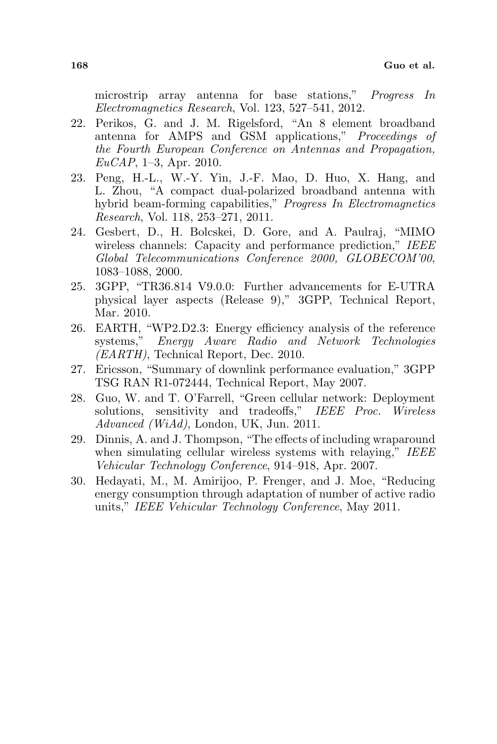microstrip array antenna for base stations," *Progress In Electromagnetics Research*, Vol. 123, 527–541, 2012.

22. Perikos, G. and J. M. Rigelsford, "An 8 element broadband antenna for AMPS and GSM applications," *Proceedings of the Fourth European Conference on Antennas and Propagation, EuCAP*, 1–3, Apr. 2010.
23. Peng, H.-L., W.-Y. Yin, J.-F. Mao, D. Huo, X. Hang, and L. Zhou, "A compact dual-polarized broadband antenna with hybrid beam-forming capabilities," *Progress In Electromagnetics Research*, Vol. 118, 253–271, 2011.
24. Gesbert, D., H. Bolcskei, D. Gore, and A. Paulraj, "MIMO wireless channels: Capacity and performance prediction," *IEEE Global Telecommunications Conference 2000, GLOBECOM'00*, 1083–1088, 2000.
25. 3GPP, "TR36.814 V9.0.0: Further advancements for E-UTRA physical layer aspects (Release 9)," 3GPP, Technical Report, Mar. 2010.
26. EARTH, "WP2.D2.3: Energy efficiency analysis of the reference systems," *Energy Aware Radio and Network Technologies (EARTH)*, Technical Report, Dec. 2010.
27. Ericsson, "Summary of downlink performance evaluation," 3GPP TSG RAN R1-072444, Technical Report, May 2007.
28. Guo, W. and T. O'Farrell, "Green cellular network: Deployment solutions, sensitivity and tradeoffs," *IEEE Proc. Wireless Advanced (WiAd)*, London, UK, Jun. 2011.
29. Dinnis, A. and J. Thompson, "The effects of including wraparound when simulating cellular wireless systems with relaying," *IEEE Vehicular Technology Conference*, 914–918, Apr. 2007.
30. Hedayati, M., M. Amirijoo, P. Frenger, and J. Moe, "Reducing energy consumption through adaptation of number of active radio units," *IEEE Vehicular Technology Conference*, May 2011.